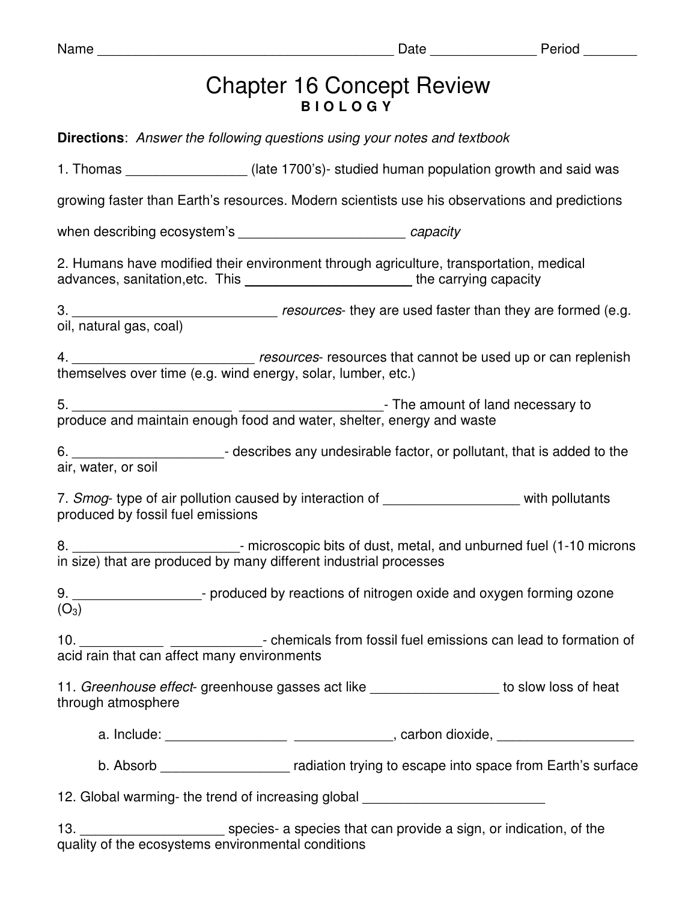Name ______________________________________ Date _____________ Period _______

# Chapter 16 Concept Review

## B I O L O G Y

**Directions**: *Answer the following questions using your notes and textbook*

1. Thomas ________________ (late 1700's)- studied human population growth and said was growing faster than Earth's resources. Modern scientists use his observations and predictions when describing ecosystem's ______________________ *capacity*

2. Humans have modified their environment through agriculture, transportation, medical advances, sanitation,etc. This ______________________ the carrying capacity

3. ___________________________ *resources*- they are used faster than they are formed (e.g. oil, natural gas, coal)

4. ________________________ *resources*- resources that cannot be used up or can replenish themselves over time (e.g. wind energy, solar, lumber, etc.)

5. _____________________ ___________________- The amount of land necessary to produce and maintain enough food and water, shelter, energy and waste

6. ____________________- describes any undesirable factor, or pollutant, that is added to the air, water, or soil

7. *Smog*- type of air pollution caused by interaction of __________________ with pollutants produced by fossil fuel emissions

8. ______________________- microscopic bits of dust, metal, and unburned fuel (1-10 microns in size) that are produced by many different industrial processes

9. _________________- produced by reactions of nitrogen oxide and oxygen forming ozone ($O_3$)

10. ___________ ____________- chemicals from fossil fuel emissions can lead to formation of acid rain that can affect many environments

11. *Greenhouse effect*- greenhouse gasses act like _________________ to slow loss of heat through atmosphere

    a. Include: ________________ _____________, carbon dioxide, __________________

    b. Absorb _________________ radiation trying to escape into space from Earth's surface

12. Global warming- the trend of increasing global ________________________

13. ___________________ species- a species that can provide a sign, or indication, of the quality of the ecosystems environmental conditions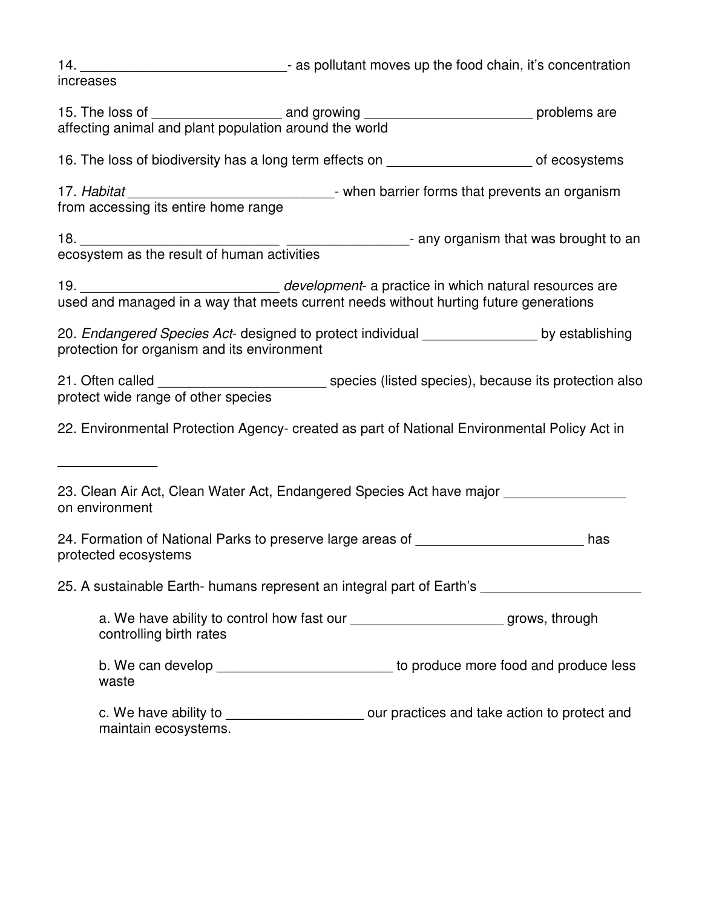14. ___________________________- as pollutant moves up the food chain, it's concentration increases

15. The loss of _________________ and growing ______________________ problems are affecting animal and plant population around the world

16. The loss of biodiversity has a long term effects on ___________________ of ecosystems

17. *Habitat* ___________________________- when barrier forms that prevents an organism from accessing its entire home range

18. __________________________ ________________- any organism that was brought to an ecosystem as the result of human activities

19. __________________________ *development*- a practice in which natural resources are used and managed in a way that meets current needs without hurting future generations

20. *Endangered Species Act*- designed to protect individual _______________ by establishing protection for organism and its environment

21. Often called ______________________ species (listed species), because its protection also protect wide range of other species

22. Environmental Protection Agency- created as part of National Environmental Policy Act in

_____________

23. Clean Air Act, Clean Water Act, Endangered Species Act have major ________________ on environment

24. Formation of National Parks to preserve large areas of ______________________ has protected ecosystems

25. A sustainable Earth- humans represent an integral part of Earth's _____________________

a. We have ability to control how fast our ____________________ grows, through controlling birth rates

b. We can develop _______________________ to produce more food and produce less waste

c. We have ability to __________________ our practices and take action to protect and maintain ecosystems.